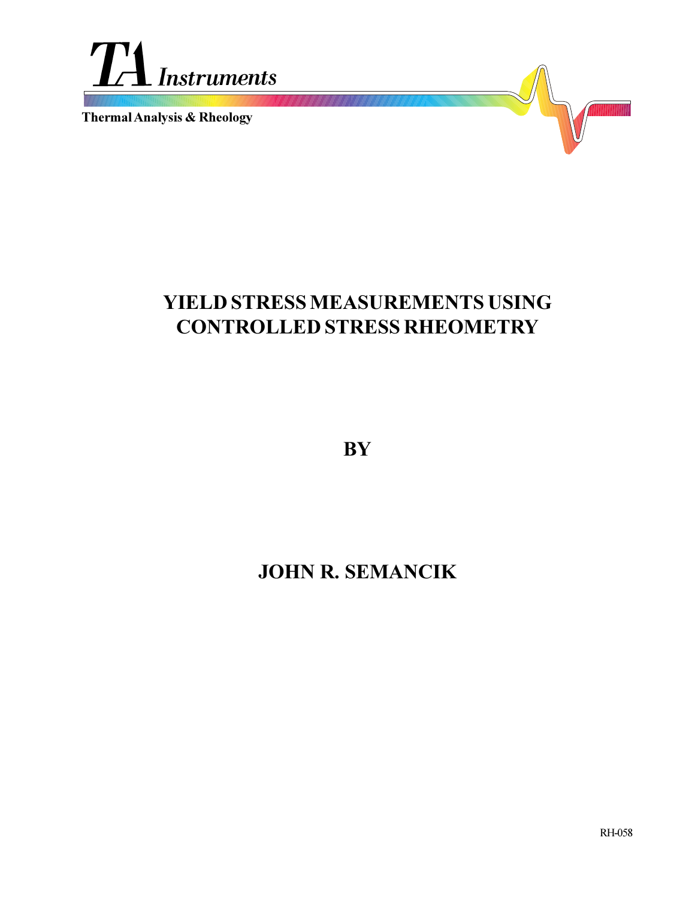TA Instruments

Thermal Analysis & Rheology

# YIELD STRESS MEASUREMENTS USING CONTROLLED STRESS RHEOMETRY

BY

## JOHN R. SEMANCIK

RH-058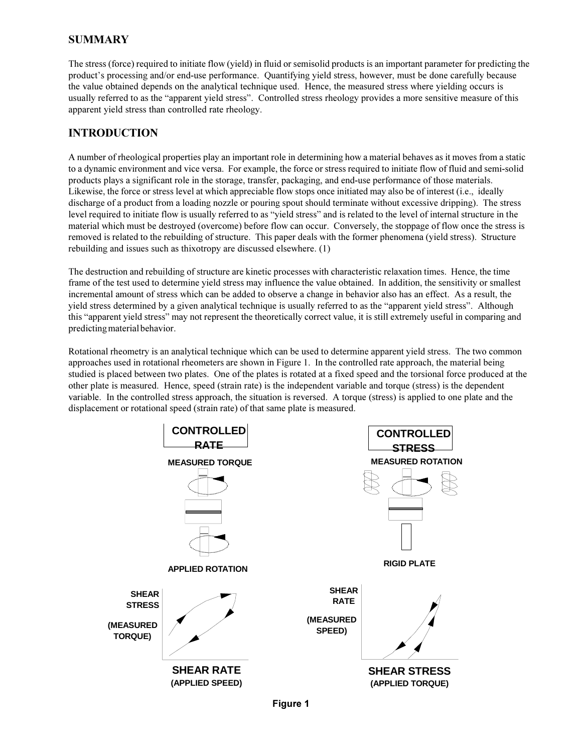## SUMMARY

The stress (force) required to initiate flow (yield) in fluid or semisolid products is an important parameter for predicting the product's processing and/or end-use performance. Quantifying yield stress, however, must be done carefully because the value obtained depends on the analytical technique used. Hence, the measured stress where yielding occurs is usually referred to as the "apparent yield stress". Controlled stress rheology provides a more sensitive measure of this apparent yield stress than controlled rate rheology.

## INTRODUCTION

A number of rheological properties play an important role in determining how a material behaves as it moves from a static to a dynamic environment and vice versa. For example, the force or stress required to initiate flow of fluid and semi-solid products plays a significant role in the storage, transfer, packaging, and end-use performance of those materials. Likewise, the force or stress level at which appreciable flow stops once initiated may also be of interest (i.e., ideally discharge of a product from a loading nozzle or pouring spout should terminate without excessive dripping). The stress level required to initiate flow is usually referred to as "yield stress" and is related to the level of internal structure in the material which must be destroyed (overcome) before flow can occur. Conversely, the stoppage of flow once the stress is removed is related to the rebuilding of structure. This paper deals with the former phenomena (yield stress). Structure rebuilding and issues such as thixotropy are discussed elsewhere. (1)

The destruction and rebuilding of structure are kinetic processes with characteristic relaxation times. Hence, the time frame of the test used to determine yield stress may influence the value obtained. In addition, the sensitivity or smallest incremental amount of stress which can be added to observe a change in behavior also has an effect. As a result, the yield stress determined by a given analytical technique is usually referred to as the "apparent yield stress". Although this "apparent yield stress" may not represent the theoretically correct value, it is still extremely useful in comparing and predicting material behavior.

Rotational rheometry is an analytical technique which can be used to determine apparent yield stress. The two common approaches used in rotational rheometers are shown in Figure 1. In the controlled rate approach, the material being studied is placed between two plates. One of the plates is rotated at a fixed speed and the torsional force produced at the other plate is measured. Hence, speed (strain rate) is the independent variable and torque (stress) is the dependent variable. In the controlled stress approach, the situation is reversed. A torque (stress) is applied to one plate and the displacement or rotational speed (strain rate) of that same plate is measured.

**CONTROLLED RATE**

MEASURED TORQUE

APPLIED ROTATION

SHEAR STRESS (MEASURED TORQUE)

SHEAR RATE (APPLIED SPEED)

**CONTROLLED STRESS**

MEASURED ROTATION

RIGID PLATE

SHEAR RATE (MEASURED SPEED)

SHEAR STRESS (APPLIED TORQUE)

**Figure 1**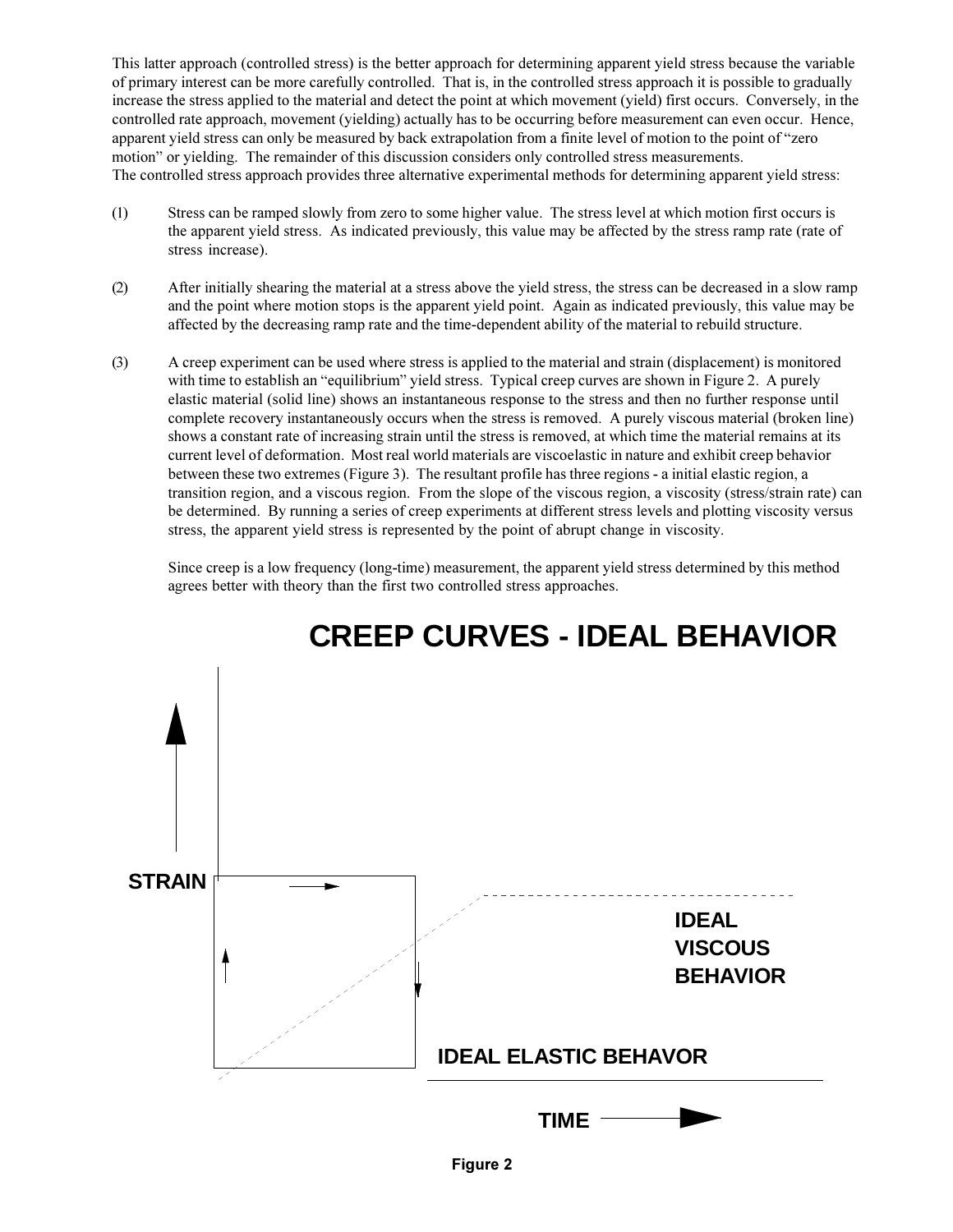This latter approach (controlled stress) is the better approach for determining apparent yield stress because the variable of primary interest can be more carefully controlled. That is, in the controlled stress approach it is possible to gradually increase the stress applied to the material and detect the point at which movement (yield) first occurs. Conversely, in the controlled rate approach, movement (yielding) actually has to be occurring before measurement can even occur. Hence, apparent yield stress can only be measured by back extrapolation from a finite level of motion to the point of "zero motion" or yielding. The remainder of this discussion considers only controlled stress measurements.
The controlled stress approach provides three alternative experimental methods for determining apparent yield stress:

(1) Stress can be ramped slowly from zero to some higher value. The stress level at which motion first occurs is the apparent yield stress. As indicated previously, this value may be affected by the stress ramp rate (rate of stress increase).

(2) After initially shearing the material at a stress above the yield stress, the stress can be decreased in a slow ramp and the point where motion stops is the apparent yield point. Again as indicated previously, this value may be affected by the decreasing ramp rate and the time-dependent ability of the material to rebuild structure.

(3) A creep experiment can be used where stress is applied to the material and strain (displacement) is monitored with time to establish an "equilibrium" yield stress. Typical creep curves are shown in Figure 2. A purely elastic material (solid line) shows an instantaneous response to the stress and then no further response until complete recovery instantaneously occurs when the stress is removed. A purely viscous material (broken line) shows a constant rate of increasing strain until the stress is removed, at which time the material remains at its current level of deformation. Most real world materials are viscoelastic in nature and exhibit creep behavior between these two extremes (Figure 3). The resultant profile has three regions - a initial elastic region, a transition region, and a viscous region. From the slope of the viscous region, a viscosity (stress/strain rate) can be determined. By running a series of creep experiments at different stress levels and plotting viscosity versus stress, the apparent yield stress is represented by the point of abrupt change in viscosity.

   Since creep is a low frequency (long-time) measurement, the apparent yield stress determined by this method agrees better with theory than the first two controlled stress approaches.

## CREEP CURVES - IDEAL BEHAVIOR

STRAIN

IDEAL VISCOUS BEHAVIOR

IDEAL ELASTIC BEHAVOR

TIME

Figure 2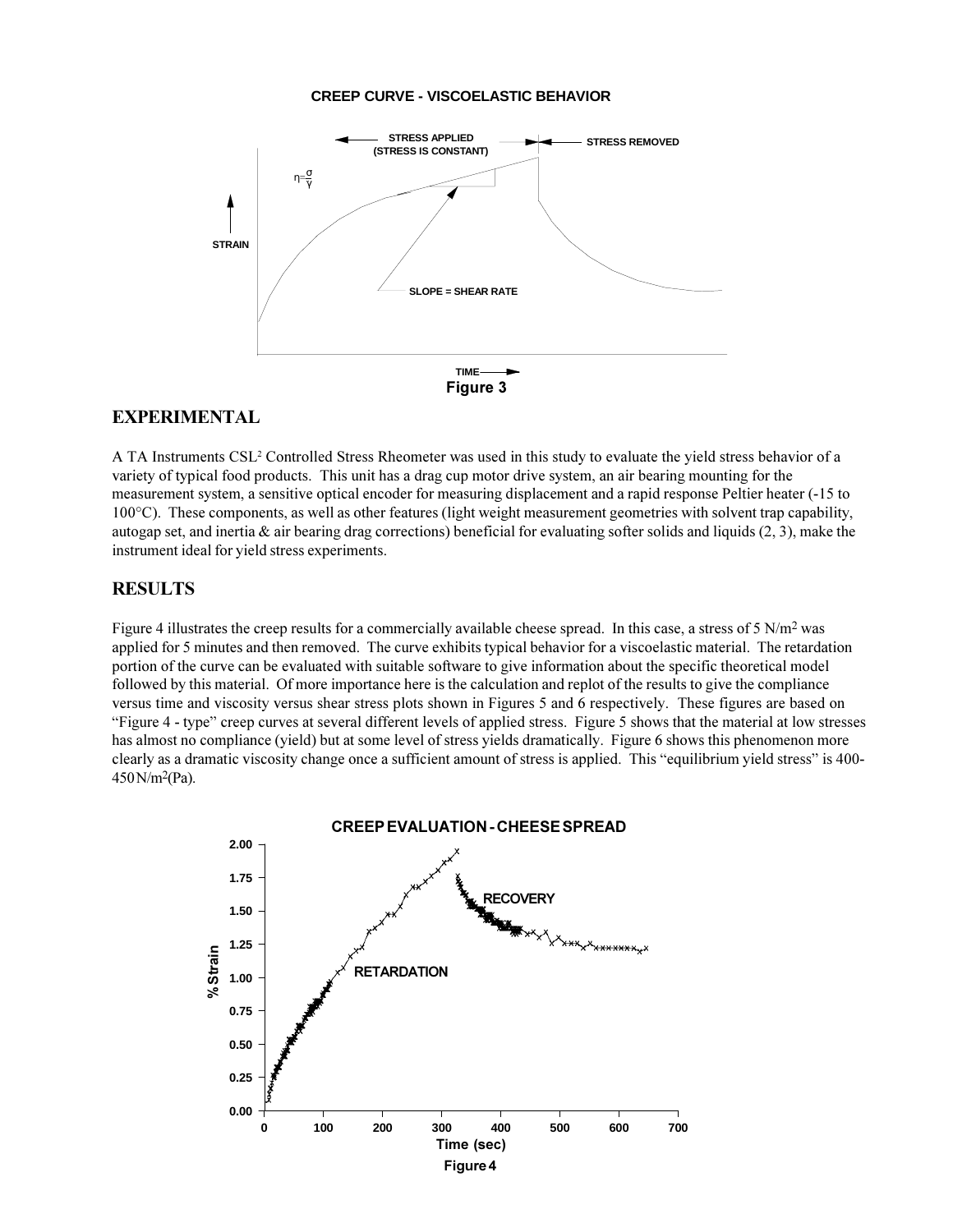**CREEP CURVE - VISCOELASTIC BEHAVIOR**

**Figure 3**

## EXPERIMENTAL

A TA Instruments CSL[2] Controlled Stress Rheometer was used in this study to evaluate the yield stress behavior of a variety of typical food products. This unit has a drag cup motor drive system, an air bearing mounting for the measurement system, a sensitive optical encoder for measuring displacement and a rapid response Peltier heater (-15 to 100°C). These components, as well as other features (light weight measurement geometries with solvent trap capability, autogap set, and inertia & air bearing drag corrections) beneficial for evaluating softer solids and liquids (2, 3), make the instrument ideal for yield stress experiments.

## RESULTS

Figure 4 illustrates the creep results for a commercially available cheese spread. In this case, a stress of 5 $N/m^2$ was applied for 5 minutes and then removed. The curve exhibits typical behavior for a viscoelastic material. The retardation portion of the curve can be evaluated with suitable software to give information about the specific theoretical model followed by this material. Of more importance here is the calculation and replot of the results to give the compliance versus time and viscosity versus shear stress plots shown in Figures 5 and 6 respectively. These figures are based on "Figure 4 - type" creep curves at several different levels of applied stress. Figure 5 shows that the material at low stresses has almost no compliance (yield) but at some level of stress yields dramatically. Figure 6 shows this phenomenon more clearly as a dramatic viscosity change once a sufficient amount of stress is applied. This "equilibrium yield stress" is 400-450 $N/m^2$(Pa).

**CREEP EVALUATION - CHEESE SPREAD**

**Figure 4**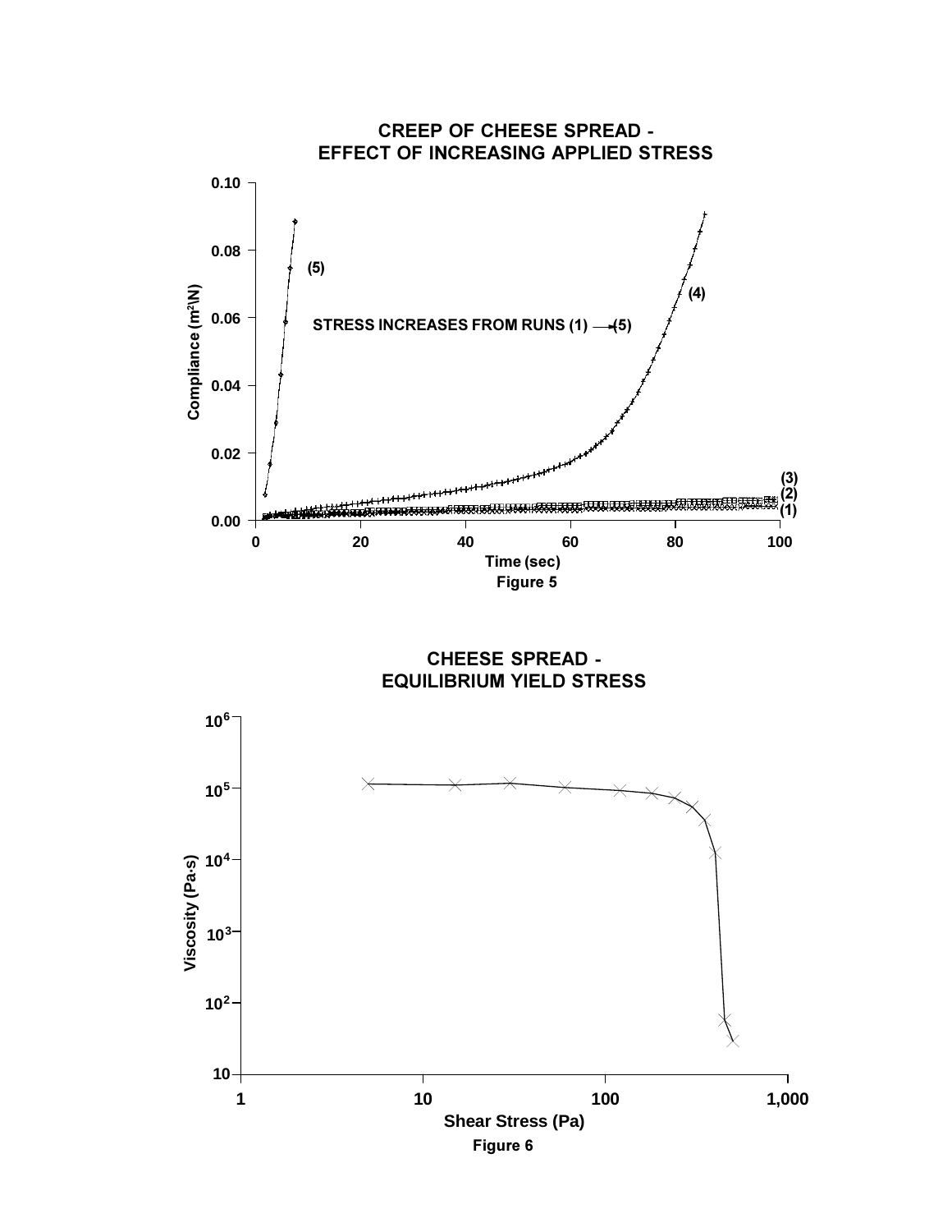CREEP OF CHEESE SPREAD -
EFFECT OF INCREASING APPLIED STRESS

Figure 5

CHEESE SPREAD -
EQUILIBRIUM YIELD STRESS

Figure 6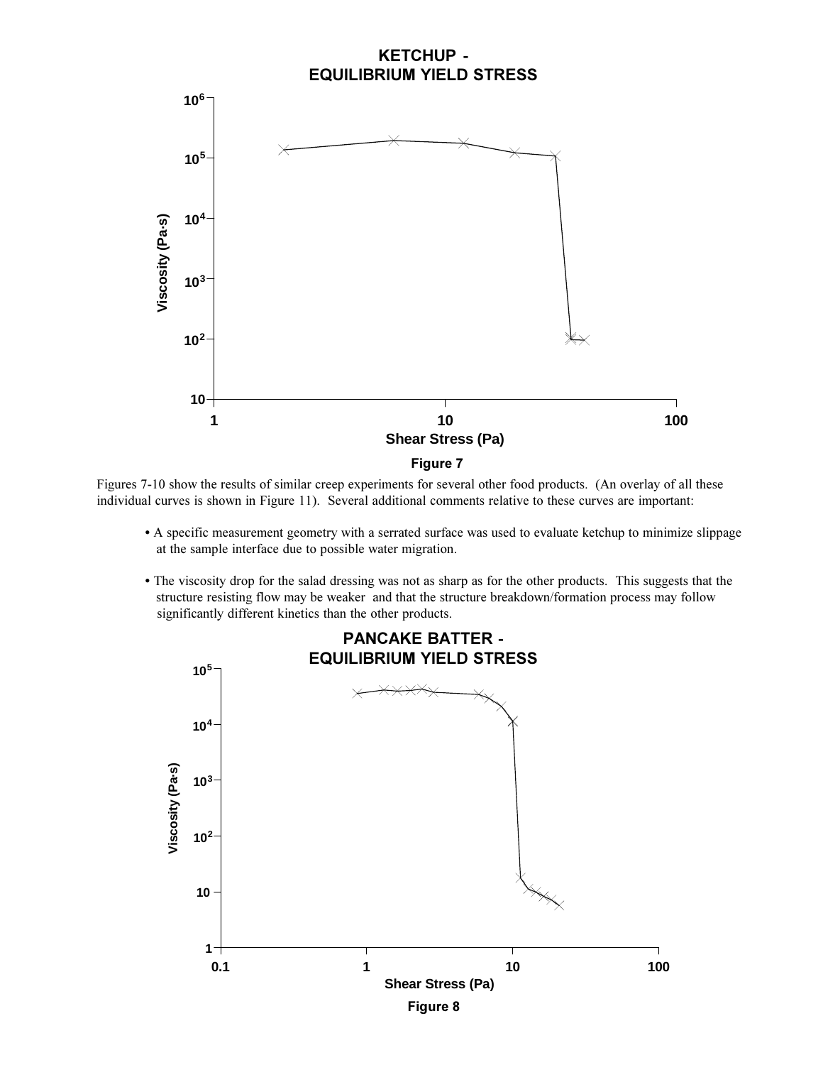**KETCHUP - EQUILIBRIUM YIELD STRESS**

Figure 7

Figures 7-10 show the results of similar creep experiments for several other food products. (An overlay of all these individual curves is shown in Figure 11). Several additional comments relative to these curves are important:

- A specific measurement geometry with a serrated surface was used to evaluate ketchup to minimize slippage at the sample interface due to possible water migration.
- The viscosity drop for the salad dressing was not as sharp as for the other products. This suggests that the structure resisting flow may be weaker and that the structure breakdown/formation process may follow significantly different kinetics than the other products.

**PANCAKE BATTER - EQUILIBRIUM YIELD STRESS**

Figure 8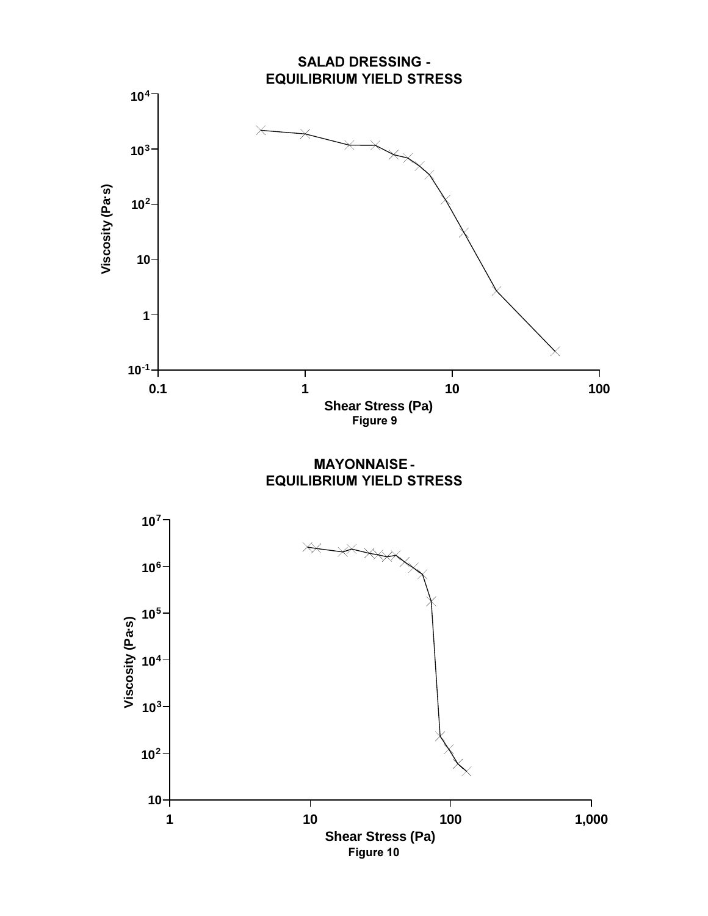**SALAD DRESSING - EQUILIBRIUM YIELD STRESS**

Viscosity (Pa·s)

Shear Stress (Pa)

Figure 9

**MAYONNAISE - EQUILIBRIUM YIELD STRESS**

Viscosity (Pa·s)

Shear Stress (Pa)

Figure 10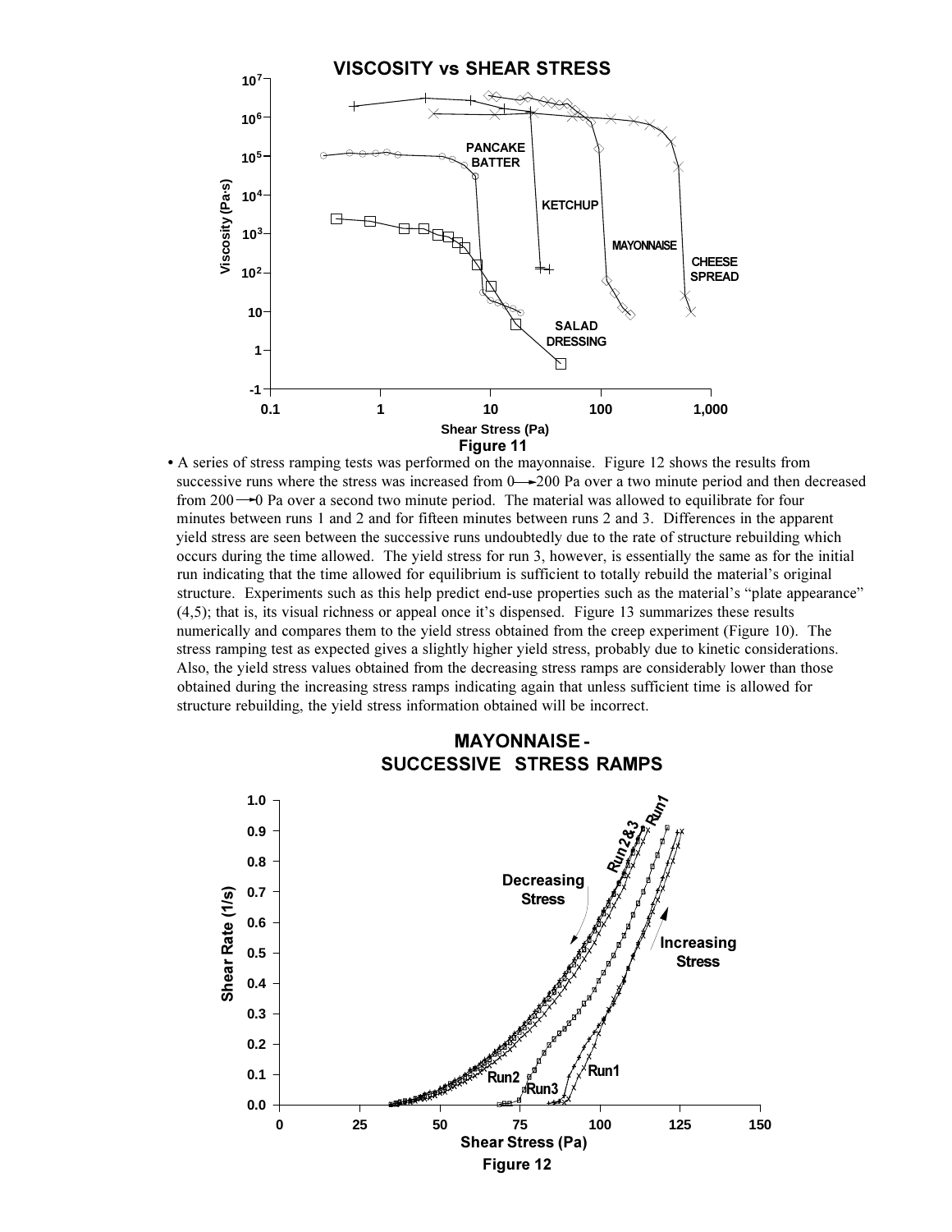Figure 11

• A series of stress ramping tests was performed on the mayonnaise. Figure 12 shows the results from successive runs where the stress was increased from 0⟶200 Pa over a two minute period and then decreased from 200⟶0 Pa over a second two minute period. The material was allowed to equilibrate for four minutes between runs 1 and 2 and for fifteen minutes between runs 2 and 3. Differences in the apparent yield stress are seen between the successive runs undoubtedly due to the rate of structure rebuilding which occurs during the time allowed. The yield stress for run 3, however, is essentially the same as for the initial run indicating that the time allowed for equilibrium is sufficient to totally rebuild the material's original structure. Experiments such as this help predict end-use properties such as the material's "plate appearance" (4,5); that is, its visual richness or appeal once it's dispensed. Figure 13 summarizes these results numerically and compares them to the yield stress obtained from the creep experiment (Figure 10). The stress ramping test as expected gives a slightly higher yield stress, probably due to kinetic considerations. Also, the yield stress values obtained from the decreasing stress ramps are considerably lower than those obtained during the increasing stress ramps indicating again that unless sufficient time is allowed for structure rebuilding, the yield stress information obtained will be incorrect.

Figure 12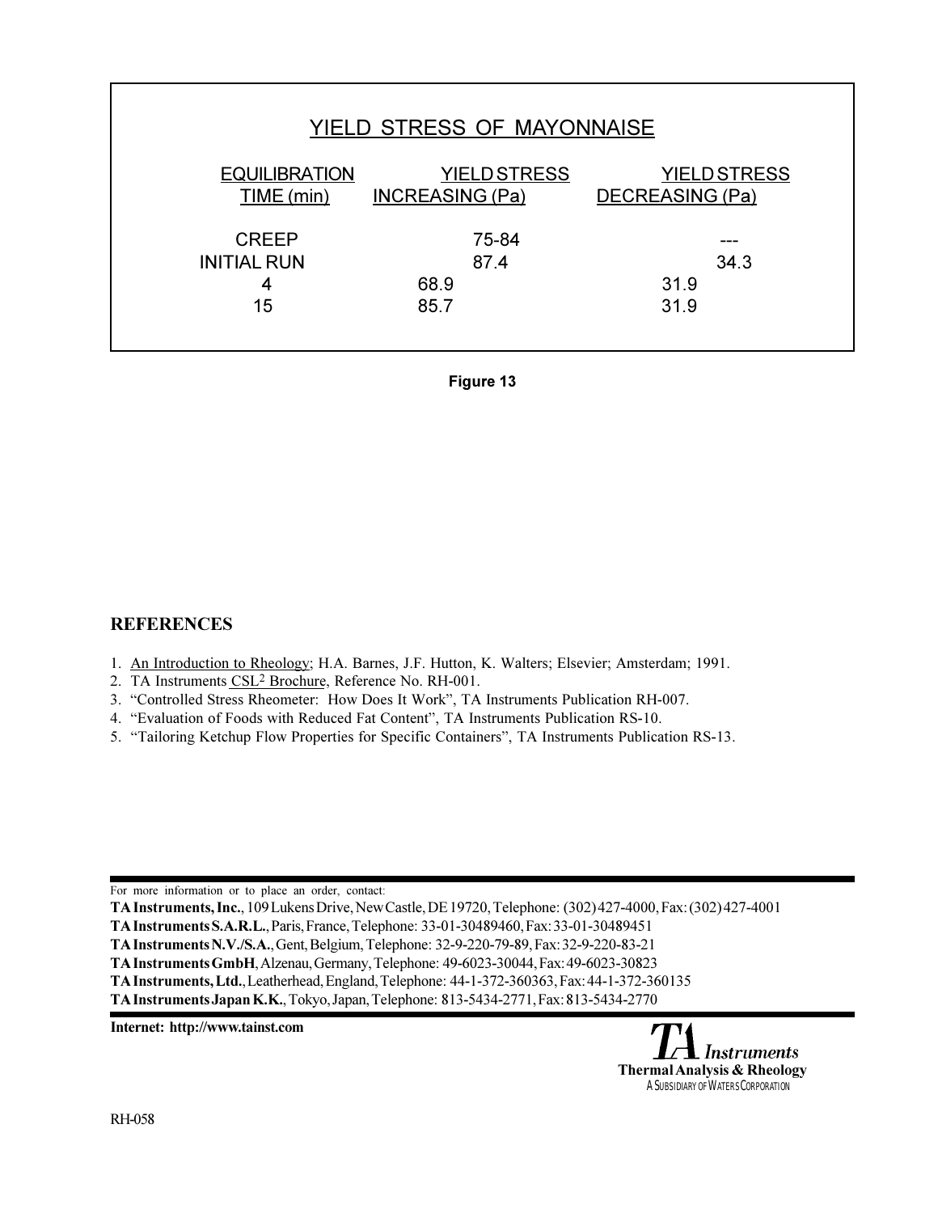| YIELD STRESS OF MAYONNAISE | | |
|---|---|---|
| EQUILIBRATION TIME (min) | YIELD STRESS INCREASING (Pa) | YIELD STRESS DECREASING (Pa) |
| CREEP | 75-84 | --- |
| INITIAL RUN | 87.4 | 34.3 |
| 4 | 68.9 | 31.9 |
| 15 | 85.7 | 31.9 |

**Figure 13**

## REFERENCES

1. An Introduction to Rheology; H.A. Barnes, J.F. Hutton, K. Walters; Elsevier; Amsterdam; 1991.
2. TA Instruments CSL[2] Brochure, Reference No. RH-001.
3. "Controlled Stress Rheometer: How Does It Work", TA Instruments Publication RH-007.
4. "Evaluation of Foods with Reduced Fat Content", TA Instruments Publication RS-10.
5. "Tailoring Ketchup Flow Properties for Specific Containers", TA Instruments Publication RS-13.

For more information or to place an order, contact:

**TA Instruments, Inc.**, 109 Lukens Drive, New Castle, DE 19720, Telephone: (302) 427-4000, Fax: (302) 427-4001
**TA Instruments S.A.R.L.**, Paris, France, Telephone: 33-01-30489460, Fax: 33-01-30489451
**TA Instruments N.V./S.A.**, Gent, Belgium, Telephone: 32-9-220-79-89, Fax: 32-9-220-83-21
**TA Instruments GmbH**, Alzenau, Germany, Telephone: 49-6023-30044, Fax: 49-6023-30823
**TA Instruments, Ltd.**, Leatherhead, England, Telephone: 44-1-372-360363, Fax: 44-1-372-360135
**TA Instruments Japan K.K.**, Tokyo, Japan, Telephone: 813-5434-2771, Fax: 813-5434-2770

**Internet: http://www.tainst.com**

TA *Instruments*
**Thermal Analysis & Rheology**
A SUBSIDIARY OF WATERS CORPORATION

RH-058